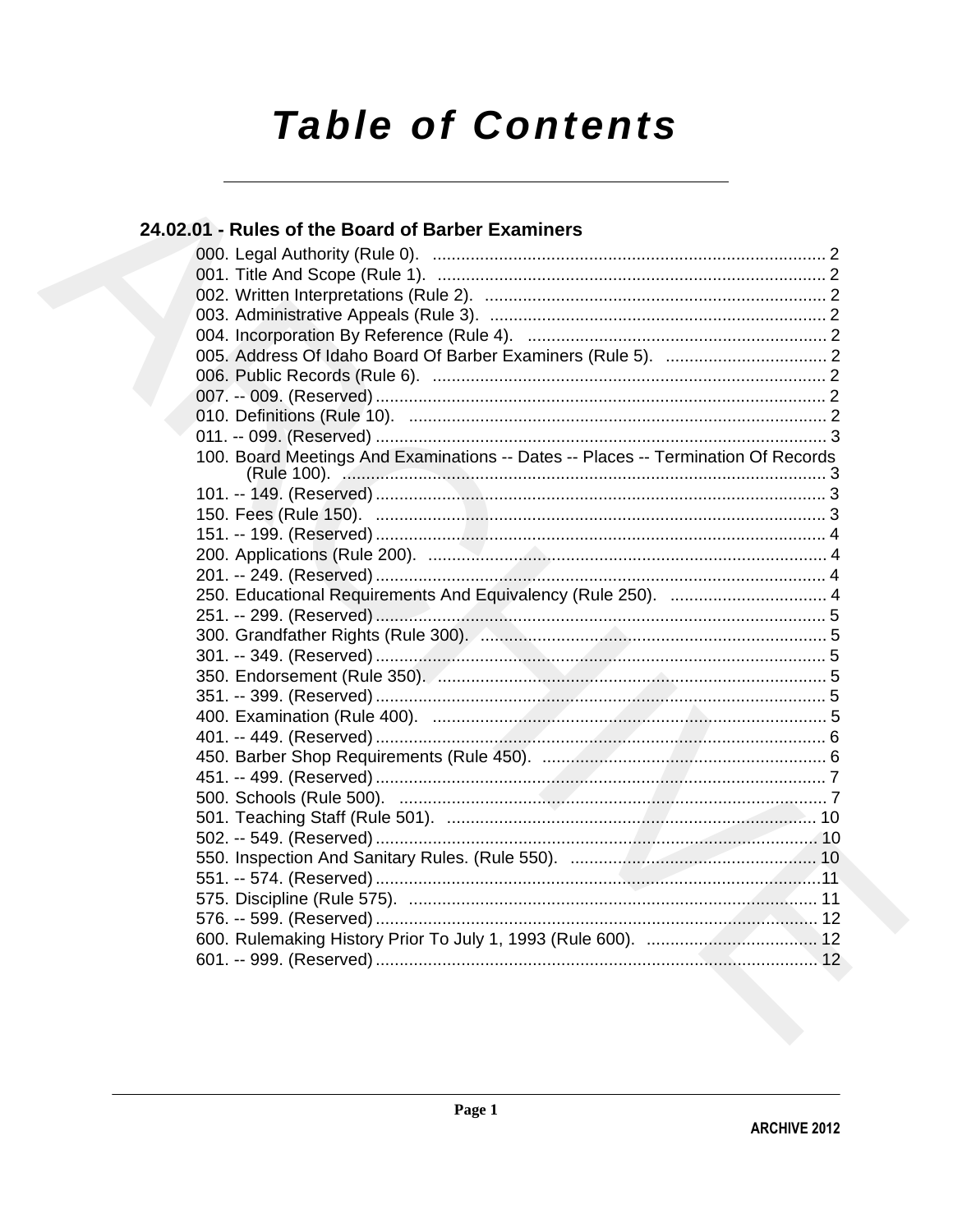# Table of Contents

## 24.02.01 - Rules of the Board of Barber Examiners

000. Legal Authority (Rule 0). ... 2
001. Title And Scope (Rule 1). ... 2
002. Written Interpretations (Rule 2). ... 2
003. Administrative Appeals (Rule 3). ... 2
004. Incorporation By Reference (Rule 4). ... 2
005. Address Of Idaho Board Of Barber Examiners (Rule 5). ... 2
006. Public Records (Rule 6). ... 2
007. -- 009. (Reserved) ... 2
010. Definitions (Rule 10). ... 2
011. -- 099. (Reserved) ... 3
100. Board Meetings And Examinations -- Dates -- Places -- Termination Of Records (Rule 100). ... 3
101. -- 149. (Reserved) ... 3
150. Fees (Rule 150). ... 3
151. -- 199. (Reserved) ... 4
200. Applications (Rule 200). ... 4
201. -- 249. (Reserved) ... 4
250. Educational Requirements And Equivalency (Rule 250). ... 4
251. -- 299. (Reserved) ... 5
300. Grandfather Rights (Rule 300). ... 5
301. -- 349. (Reserved) ... 5
350. Endorsement (Rule 350). ... 5
351. -- 399. (Reserved) ... 5
400. Examination (Rule 400). ... 5
401. -- 449. (Reserved) ... 6
450. Barber Shop Requirements (Rule 450). ... 6
451. -- 499. (Reserved) ... 7
500. Schools (Rule 500). ... 7
501. Teaching Staff (Rule 501). ... 10
502. -- 549. (Reserved) ... 10
550. Inspection And Sanitary Rules. (Rule 550). ... 10
551. -- 574. (Reserved) ... 11
575. Discipline (Rule 575). ... 11
576. -- 599. (Reserved) ... 12
600. Rulemaking History Prior To July 1, 1993 (Rule 600). ... 12
601. -- 999. (Reserved) ... 12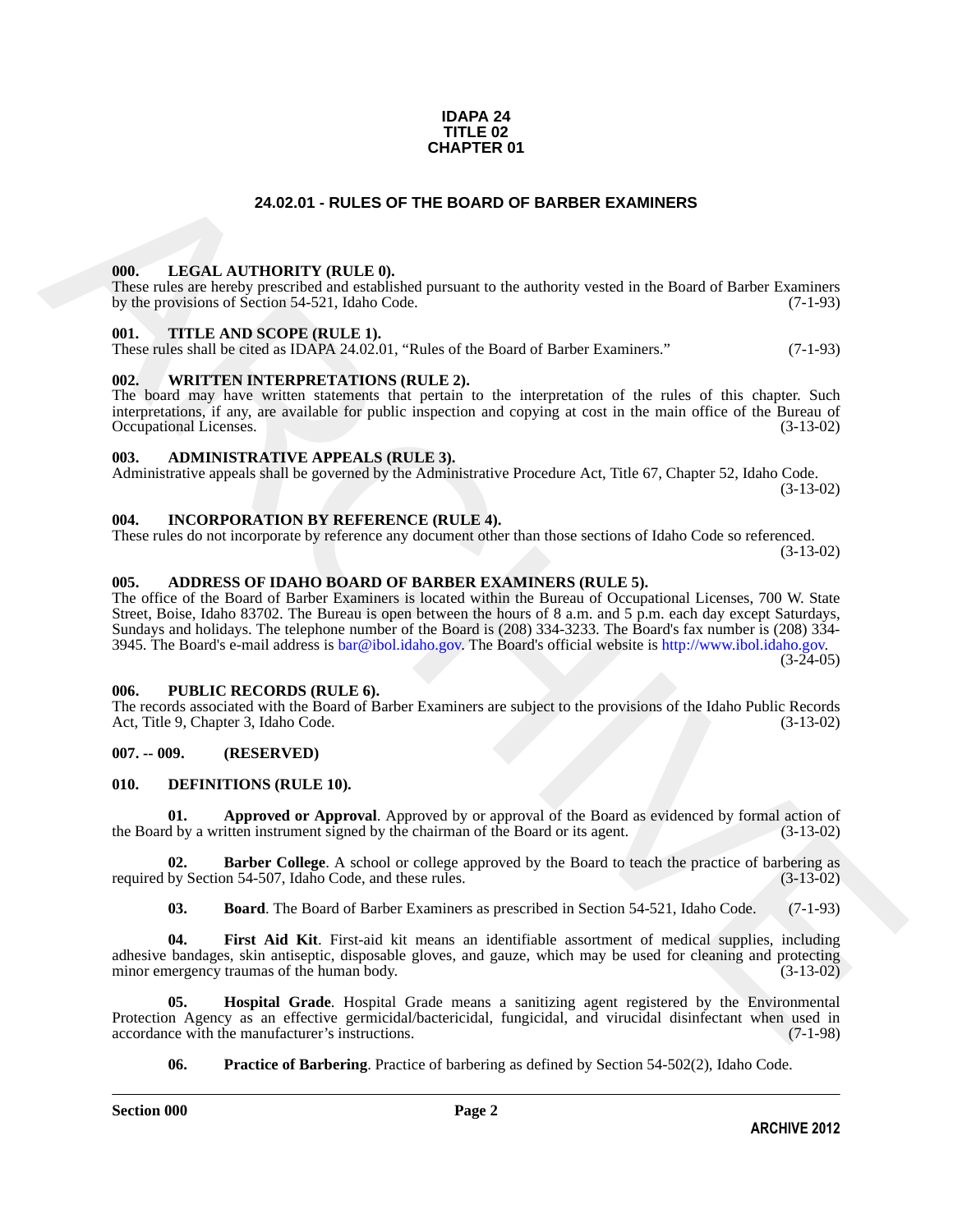**IDAPA 24**
**TITLE 02**
**CHAPTER 01**

# 24.02.01 - RULES OF THE BOARD OF BARBER EXAMINERS

### 000. LEGAL AUTHORITY (RULE 0).

These rules are hereby prescribed and established pursuant to the authority vested in the Board of Barber Examiners by the provisions of Section 54-521, Idaho Code. (7-1-93)

### 001. TITLE AND SCOPE (RULE 1).

These rules shall be cited as IDAPA 24.02.01, "Rules of the Board of Barber Examiners." (7-1-93)

### 002. WRITTEN INTERPRETATIONS (RULE 2).

The board may have written statements that pertain to the interpretation of the rules of this chapter. Such interpretations, if any, are available for public inspection and copying at cost in the main office of the Bureau of Occupational Licenses. (3-13-02)

### 003. ADMINISTRATIVE APPEALS (RULE 3).

Administrative appeals shall be governed by the Administrative Procedure Act, Title 67, Chapter 52, Idaho Code. (3-13-02)

### 004. INCORPORATION BY REFERENCE (RULE 4).

These rules do not incorporate by reference any document other than those sections of Idaho Code so referenced. (3-13-02)

### 005. ADDRESS OF IDAHO BOARD OF BARBER EXAMINERS (RULE 5).

The office of the Board of Barber Examiners is located within the Bureau of Occupational Licenses, 700 W. State Street, Boise, Idaho 83702. The Bureau is open between the hours of 8 a.m. and 5 p.m. each day except Saturdays, Sundays and holidays. The telephone number of the Board is (208) 334-3233. The Board's fax number is (208) 334-3945. The Board's e-mail address is bar@ibol.idaho.gov. The Board's official website is http://www.ibol.idaho.gov. (3-24-05)

### 006. PUBLIC RECORDS (RULE 6).

The records associated with the Board of Barber Examiners are subject to the provisions of the Idaho Public Records Act, Title 9, Chapter 3, Idaho Code. (3-13-02)

### 007. -- 009. (RESERVED)

### 010. DEFINITIONS (RULE 10).

**01. Approved or Approval**. Approved by or approval of the Board as evidenced by formal action of the Board by a written instrument signed by the chairman of the Board or its agent. (3-13-02)

**02. Barber College**. A school or college approved by the Board to teach the practice of barbering as required by Section 54-507, Idaho Code, and these rules. (3-13-02)

**03. Board**. The Board of Barber Examiners as prescribed in Section 54-521, Idaho Code. (7-1-93)

**04. First Aid Kit**. First-aid kit means an identifiable assortment of medical supplies, including adhesive bandages, skin antiseptic, disposable gloves, and gauze, which may be used for cleaning and protecting minor emergency traumas of the human body. (3-13-02)

**05. Hospital Grade**. Hospital Grade means a sanitizing agent registered by the Environmental Protection Agency as an effective germicidal/bactericidal, fungicidal, and virucidal disinfectant when used in accordance with the manufacturer's instructions. (7-1-98)

**06. Practice of Barbering**. Practice of barbering as defined by Section 54-502(2), Idaho Code.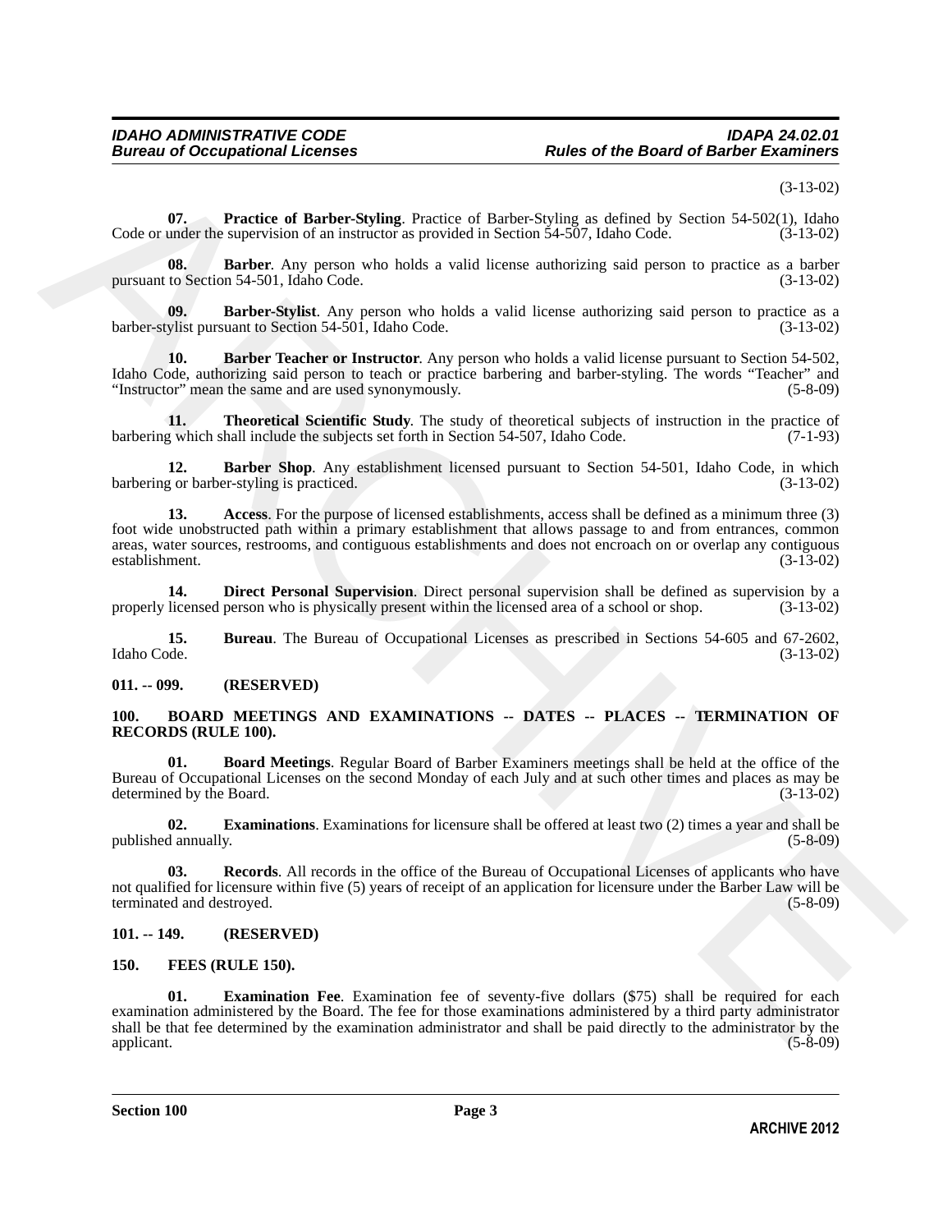(3-13-02)

**07. Practice of Barber-Styling**. Practice of Barber-Styling as defined by Section 54-502(1), Idaho Code or under the supervision of an instructor as provided in Section 54-507, Idaho Code. (3-13-02)

**08. Barber**. Any person who holds a valid license authorizing said person to practice as a barber pursuant to Section 54-501, Idaho Code. (3-13-02)

**09. Barber-Stylist**. Any person who holds a valid license authorizing said person to practice as a barber-stylist pursuant to Section 54-501, Idaho Code. (3-13-02)

**10. Barber Teacher or Instructor**. Any person who holds a valid license pursuant to Section 54-502, Idaho Code, authorizing said person to teach or practice barbering and barber-styling. The words "Teacher" and "Instructor" mean the same and are used synonymously. (5-8-09)

**11. Theoretical Scientific Study**. The study of theoretical subjects of instruction in the practice of barbering which shall include the subjects set forth in Section 54-507, Idaho Code. (7-1-93)

**12. Barber Shop**. Any establishment licensed pursuant to Section 54-501, Idaho Code, in which barbering or barber-styling is practiced. (3-13-02)

**13. Access**. For the purpose of licensed establishments, access shall be defined as a minimum three (3) foot wide unobstructed path within a primary establishment that allows passage to and from entrances, common areas, water sources, restrooms, and contiguous establishments and does not encroach on or overlap any contiguous establishment. (3-13-02)

**14. Direct Personal Supervision**. Direct personal supervision shall be defined as supervision by a properly licensed person who is physically present within the licensed area of a school or shop. (3-13-02)

**15. Bureau**. The Bureau of Occupational Licenses as prescribed in Sections 54-605 and 67-2602, Idaho Code. (3-13-02)

## 011. -- 099. (RESERVED)

## 100. BOARD MEETINGS AND EXAMINATIONS -- DATES -- PLACES -- TERMINATION OF RECORDS (RULE 100).

**01. Board Meetings**. Regular Board of Barber Examiners meetings shall be held at the office of the Bureau of Occupational Licenses on the second Monday of each July and at such other times and places as may be determined by the Board. (3-13-02)

**02. Examinations**. Examinations for licensure shall be offered at least two (2) times a year and shall be published annually. (5-8-09)

**03. Records**. All records in the office of the Bureau of Occupational Licenses of applicants who have not qualified for licensure within five (5) years of receipt of an application for licensure under the Barber Law will be terminated and destroyed. (5-8-09)

## 101. -- 149. (RESERVED)

## 150. FEES (RULE 150).

**01. Examination Fee**. Examination fee of seventy-five dollars ($75) shall be required for each examination administered by the Board. The fee for those examinations administered by a third party administrator shall be that fee determined by the examination administrator and shall be paid directly to the administrator by the applicant. (5-8-09)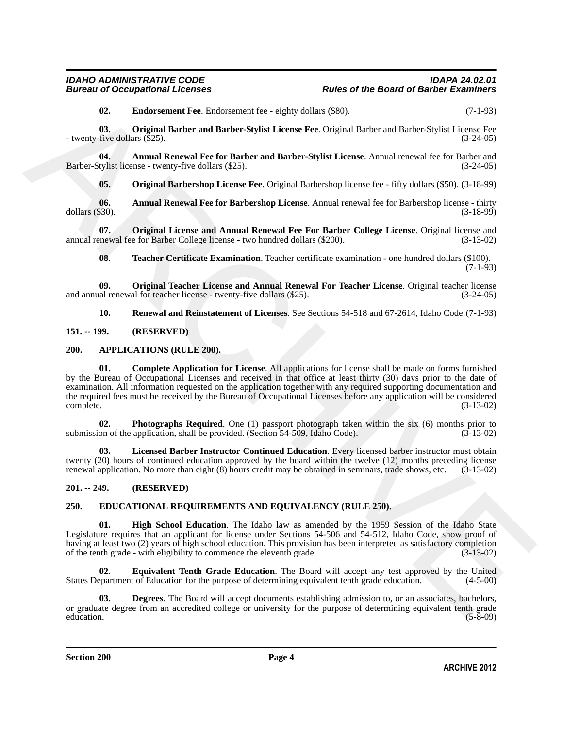**02. Endorsement Fee**. Endorsement fee - eighty dollars ($80). (7-1-93)

**03. Original Barber and Barber-Stylist License Fee**. Original Barber and Barber-Stylist License Fee - twenty-five dollars ($25). (3-24-05)

**04. Annual Renewal Fee for Barber and Barber-Stylist License**. Annual renewal fee for Barber and Barber-Stylist license - twenty-five dollars ($25). (3-24-05)

**05. Original Barbershop License Fee**. Original Barbershop license fee - fifty dollars ($50). (3-18-99)

**06. Annual Renewal Fee for Barbershop License**. Annual renewal fee for Barbershop license - thirty dollars ($30). (3-18-99)

**07. Original License and Annual Renewal Fee For Barber College License**. Original license and annual renewal fee for Barber College license - two hundred dollars ($200). (3-13-02)

**08. Teacher Certificate Examination**. Teacher certificate examination - one hundred dollars ($100). (7-1-93)

**09. Original Teacher License and Annual Renewal For Teacher License**. Original teacher license and annual renewal for teacher license - twenty-five dollars ($25). (3-24-05)

**10. Renewal and Reinstatement of Licenses**. See Sections 54-518 and 67-2614, Idaho Code. (7-1-93)

## 151. -- 199. (RESERVED)

## 200. APPLICATIONS (RULE 200).

**01. Complete Application for License**. All applications for license shall be made on forms furnished by the Bureau of Occupational Licenses and received in that office at least thirty (30) days prior to the date of examination. All information requested on the application together with any required supporting documentation and the required fees must be received by the Bureau of Occupational Licenses before any application will be considered complete. (3-13-02)

**02. Photographs Required**. One (1) passport photograph taken within the six (6) months prior to submission of the application, shall be provided. (Section 54-509, Idaho Code). (3-13-02)

**03. Licensed Barber Instructor Continued Education**. Every licensed barber instructor must obtain twenty (20) hours of continued education approved by the board within the twelve (12) months preceding license renewal application. No more than eight (8) hours credit may be obtained in seminars, trade shows, etc. (3-13-02)

## 201. -- 249. (RESERVED)

## 250. EDUCATIONAL REQUIREMENTS AND EQUIVALENCY (RULE 250).

**01. High School Education**. The Idaho law as amended by the 1959 Session of the Idaho State Legislature requires that an applicant for license under Sections 54-506 and 54-512, Idaho Code, show proof of having at least two (2) years of high school education. This provision has been interpreted as satisfactory completion of the tenth grade - with eligibility to commence the eleventh grade. (3-13-02)

**02. Equivalent Tenth Grade Education**. The Board will accept any test approved by the United States Department of Education for the purpose of determining equivalent tenth grade education. (4-5-00)

**03. Degrees**. The Board will accept documents establishing admission to, or an associates, bachelors, or graduate degree from an accredited college or university for the purpose of determining equivalent tenth grade education. (5-8-09)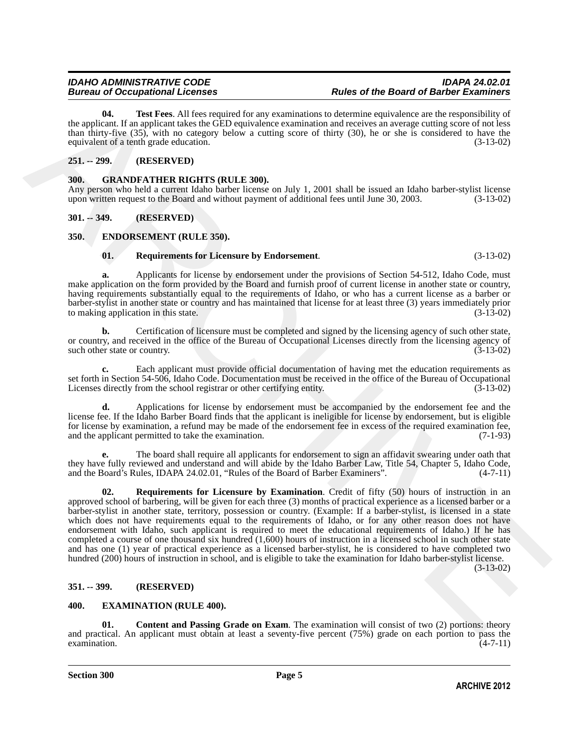**04. Test Fees**. All fees required for any examinations to determine equivalence are the responsibility of the applicant. If an applicant takes the GED equivalence examination and receives an average cutting score of not less than thirty-five (35), with no category below a cutting score of thirty (30), he or she is considered to have the equivalent of a tenth grade education. (3-13-02)

## 251. -- 299. (RESERVED)

## 300. GRANDFATHER RIGHTS (RULE 300).

Any person who held a current Idaho barber license on July 1, 2001 shall be issued an Idaho barber-stylist license upon written request to the Board and without payment of additional fees until June 30, 2003. (3-13-02)

## 301. -- 349. (RESERVED)

## 350. ENDORSEMENT (RULE 350).

**01. Requirements for Licensure by Endorsement**. (3-13-02)

**a.** Applicants for license by endorsement under the provisions of Section 54-512, Idaho Code, must make application on the form provided by the Board and furnish proof of current license in another state or country, having requirements substantially equal to the requirements of Idaho, or who has a current license as a barber or barber-stylist in another state or country and has maintained that license for at least three (3) years immediately prior to making application in this state. (3-13-02)

**b.** Certification of licensure must be completed and signed by the licensing agency of such other state, or country, and received in the office of the Bureau of Occupational Licenses directly from the licensing agency of such other state or country. (3-13-02)

**c.** Each applicant must provide official documentation of having met the education requirements as set forth in Section 54-506, Idaho Code. Documentation must be received in the office of the Bureau of Occupational Licenses directly from the school registrar or other certifying entity. (3-13-02)

**d.** Applications for license by endorsement must be accompanied by the endorsement fee and the license fee. If the Idaho Barber Board finds that the applicant is ineligible for license by endorsement, but is eligible for license by examination, a refund may be made of the endorsement fee in excess of the required examination fee, and the applicant permitted to take the examination. (7-1-93)

**e.** The board shall require all applicants for endorsement to sign an affidavit swearing under oath that they have fully reviewed and understand and will abide by the Idaho Barber Law, Title 54, Chapter 5, Idaho Code, and the Board's Rules, IDAPA 24.02.01, "Rules of the Board of Barber Examiners". (4-7-11)

**02. Requirements for Licensure by Examination**. Credit of fifty (50) hours of instruction in an approved school of barbering, will be given for each three (3) months of practical experience as a licensed barber or a barber-stylist in another state, territory, possession or country. (Example: If a barber-stylist, is licensed in a state which does not have requirements equal to the requirements of Idaho, or for any other reason does not have endorsement with Idaho, such applicant is required to meet the educational requirements of Idaho.) If he has completed a course of one thousand six hundred (1,600) hours of instruction in a licensed school in such other state and has one (1) year of practical experience as a licensed barber-stylist, he is considered to have completed two hundred (200) hours of instruction in school, and is eligible to take the examination for Idaho barber-stylist license. (3-13-02)

## 351. -- 399. (RESERVED)

## 400. EXAMINATION (RULE 400).

**01. Content and Passing Grade on Exam**. The examination will consist of two (2) portions: theory and practical. An applicant must obtain at least a seventy-five percent (75%) grade on each portion to pass the examination. (4-7-11)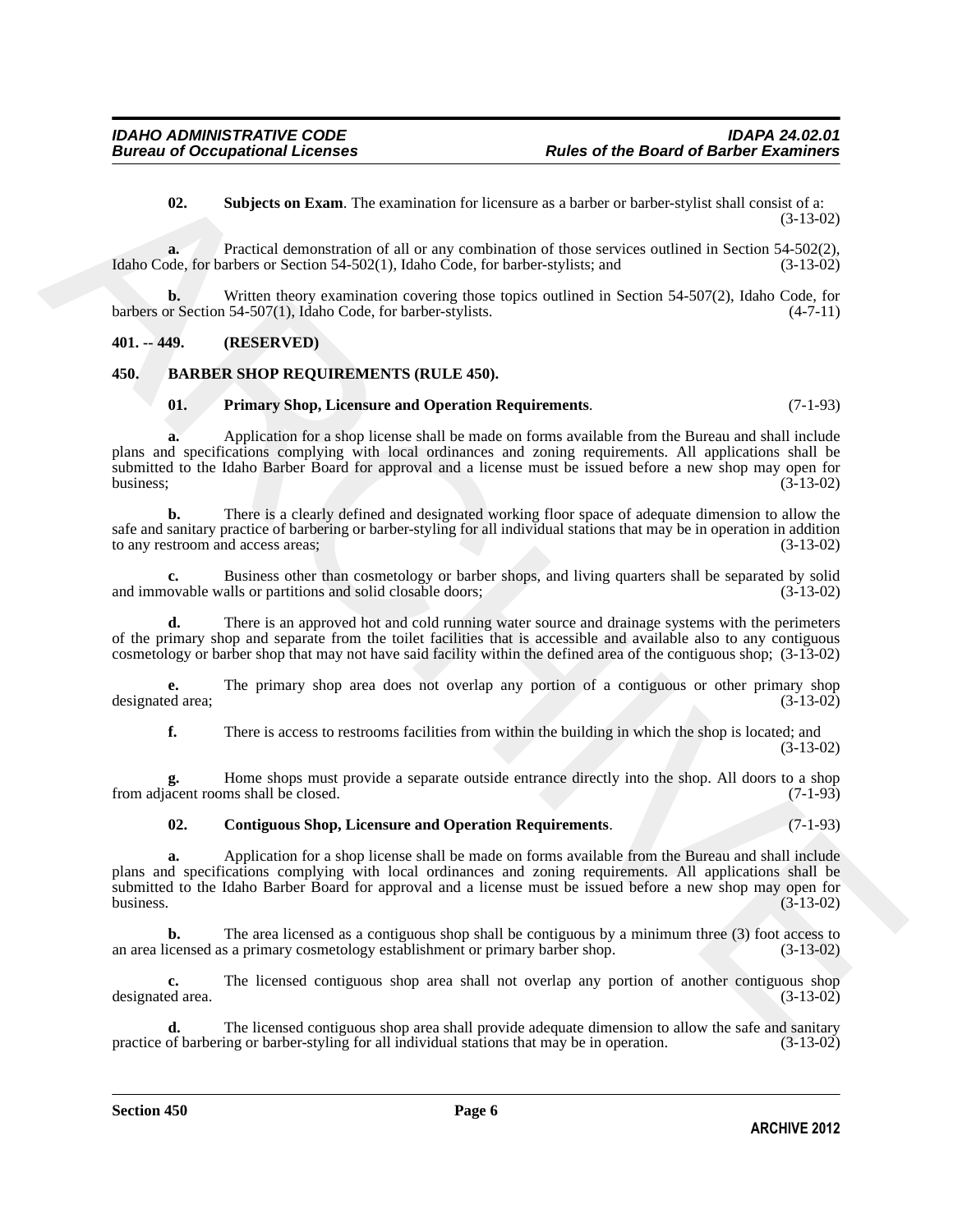**02. Subjects on Exam**. The examination for licensure as a barber or barber-stylist shall consist of a: (3-13-02)

**a.** Practical demonstration of all or any combination of those services outlined in Section 54-502(2), Idaho Code, for barbers or Section 54-502(1), Idaho Code, for barber-stylists; and (3-13-02)

**b.** Written theory examination covering those topics outlined in Section 54-507(2), Idaho Code, for barbers or Section 54-507(1), Idaho Code, for barber-stylists. (4-7-11)

## 401. -- 449. (RESERVED)

## 450. BARBER SHOP REQUIREMENTS (RULE 450).

**01. Primary Shop, Licensure and Operation Requirements**. (7-1-93)

**a.** Application for a shop license shall be made on forms available from the Bureau and shall include plans and specifications complying with local ordinances and zoning requirements. All applications shall be submitted to the Idaho Barber Board for approval and a license must be issued before a new shop may open for business; (3-13-02)

**b.** There is a clearly defined and designated working floor space of adequate dimension to allow the safe and sanitary practice of barbering or barber-styling for all individual stations that may be in operation in addition to any restroom and access areas; (3-13-02)

**c.** Business other than cosmetology or barber shops, and living quarters shall be separated by solid and immovable walls or partitions and solid closable doors; (3-13-02)

**d.** There is an approved hot and cold running water source and drainage systems with the perimeters of the primary shop and separate from the toilet facilities that is accessible and available also to any contiguous cosmetology or barber shop that may not have said facility within the defined area of the contiguous shop; (3-13-02)

**e.** The primary shop area does not overlap any portion of a contiguous or other primary shop designated area; (3-13-02)

**f.** There is access to restrooms facilities from within the building in which the shop is located; and (3-13-02)

**g.** Home shops must provide a separate outside entrance directly into the shop. All doors to a shop from adjacent rooms shall be closed. (7-1-93)

**02. Contiguous Shop, Licensure and Operation Requirements**. (7-1-93)

**a.** Application for a shop license shall be made on forms available from the Bureau and shall include plans and specifications complying with local ordinances and zoning requirements. All applications shall be submitted to the Idaho Barber Board for approval and a license must be issued before a new shop may open for business. (3-13-02)

**b.** The area licensed as a contiguous shop shall be contiguous by a minimum three (3) foot access to an area licensed as a primary cosmetology establishment or primary barber shop. (3-13-02)

**c.** The licensed contiguous shop area shall not overlap any portion of another contiguous shop designated area. (3-13-02)

**d.** The licensed contiguous shop area shall provide adequate dimension to allow the safe and sanitary practice of barbering or barber-styling for all individual stations that may be in operation. (3-13-02)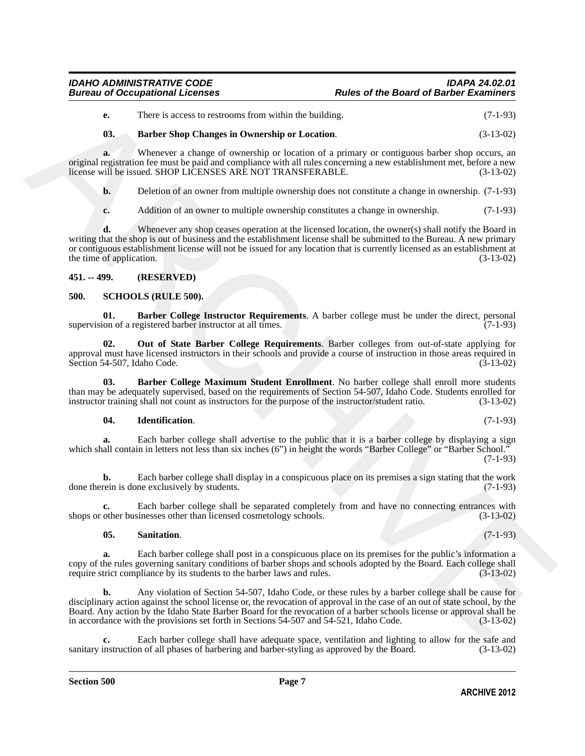**e.** There is access to restrooms from within the building. (7-1-93)

**03. Barber Shop Changes in Ownership or Location**. (3-13-02)

**a.** Whenever a change of ownership or location of a primary or contiguous barber shop occurs, an original registration fee must be paid and compliance with all rules concerning a new establishment met, before a new license will be issued. SHOP LICENSES ARE NOT TRANSFERABLE. (3-13-02)

**b.** Deletion of an owner from multiple ownership does not constitute a change in ownership. (7-1-93)

**c.** Addition of an owner to multiple ownership constitutes a change in ownership. (7-1-93)

**d.** Whenever any shop ceases operation at the licensed location, the owner(s) shall notify the Board in writing that the shop is out of business and the establishment license shall be submitted to the Bureau. A new primary or contiguous establishment license will not be issued for any location that is currently licensed as an establishment at the time of application. (3-13-02)

## 451. -- 499. (RESERVED)

## 500. SCHOOLS (RULE 500).

**01. Barber College Instructor Requirements**. A barber college must be under the direct, personal supervision of a registered barber instructor at all times. (7-1-93)

**02. Out of State Barber College Requirements**. Barber colleges from out-of-state applying for approval must have licensed instructors in their schools and provide a course of instruction in those areas required in Section 54-507, Idaho Code. (3-13-02)

**03. Barber College Maximum Student Enrollment**. No barber college shall enroll more students than may be adequately supervised, based on the requirements of Section 54-507, Idaho Code. Students enrolled for instructor training shall not count as instructors for the purpose of the instructor/student ratio. (3-13-02)

**04. Identification**. (7-1-93)

**a.** Each barber college shall advertise to the public that it is a barber college by displaying a sign which shall contain in letters not less than six inches (6") in height the words "Barber College" or "Barber School." (7-1-93)

**b.** Each barber college shall display in a conspicuous place on its premises a sign stating that the work done therein is done exclusively by students. (7-1-93)

**c.** Each barber college shall be separated completely from and have no connecting entrances with shops or other businesses other than licensed cosmetology schools. (3-13-02)

**05. Sanitation**. (7-1-93)

**a.** Each barber college shall post in a conspicuous place on its premises for the public's information a copy of the rules governing sanitary conditions of barber shops and schools adopted by the Board. Each college shall require strict compliance by its students to the barber laws and rules. (3-13-02)

**b.** Any violation of Section 54-507, Idaho Code, or these rules by a barber college shall be cause for disciplinary action against the school license or, the revocation of approval in the case of an out of state school, by the Board. Any action by the Idaho State Barber Board for the revocation of a barber schools license or approval shall be in accordance with the provisions set forth in Sections 54-507 and 54-521, Idaho Code. (3-13-02)

**c.** Each barber college shall have adequate space, ventilation and lighting to allow for the safe and sanitary instruction of all phases of barbering and barber-styling as approved by the Board. (3-13-02)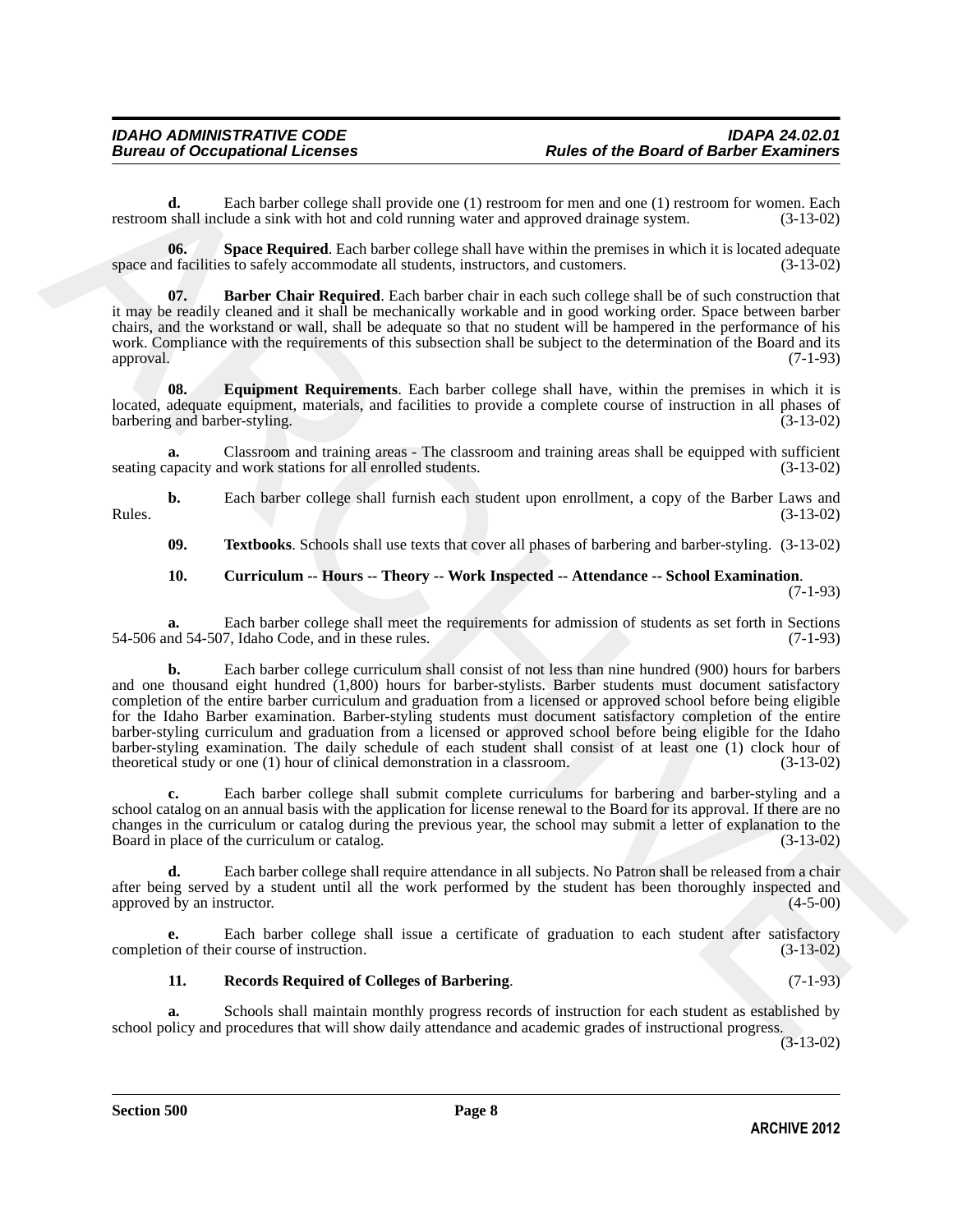**d.** Each barber college shall provide one (1) restroom for men and one (1) restroom for women. Each restroom shall include a sink with hot and cold running water and approved drainage system. (3-13-02)

**06. Space Required**. Each barber college shall have within the premises in which it is located adequate space and facilities to safely accommodate all students, instructors, and customers. (3-13-02)

**07. Barber Chair Required**. Each barber chair in each such college shall be of such construction that it may be readily cleaned and it shall be mechanically workable and in good working order. Space between barber chairs, and the workstand or wall, shall be adequate so that no student will be hampered in the performance of his work. Compliance with the requirements of this subsection shall be subject to the determination of the Board and its approval. (7-1-93)

**08. Equipment Requirements**. Each barber college shall have, within the premises in which it is located, adequate equipment, materials, and facilities to provide a complete course of instruction in all phases of barbering and barber-styling. (3-13-02)

**a.** Classroom and training areas - The classroom and training areas shall be equipped with sufficient seating capacity and work stations for all enrolled students. (3-13-02)

**b.** Each barber college shall furnish each student upon enrollment, a copy of the Barber Laws and Rules. (3-13-02)

**09. Textbooks**. Schools shall use texts that cover all phases of barbering and barber-styling. (3-13-02)

**10. Curriculum -- Hours -- Theory -- Work Inspected -- Attendance -- School Examination**. (7-1-93)

**a.** Each barber college shall meet the requirements for admission of students as set forth in Sections 54-506 and 54-507, Idaho Code, and in these rules. (7-1-93)

**b.** Each barber college curriculum shall consist of not less than nine hundred (900) hours for barbers and one thousand eight hundred (1,800) hours for barber-stylists. Barber students must document satisfactory completion of the entire barber curriculum and graduation from a licensed or approved school before being eligible for the Idaho Barber examination. Barber-styling students must document satisfactory completion of the entire barber-styling curriculum and graduation from a licensed or approved school before being eligible for the Idaho barber-styling examination. The daily schedule of each student shall consist of at least one (1) clock hour of theoretical study or one (1) hour of clinical demonstration in a classroom. (3-13-02)

**c.** Each barber college shall submit complete curriculums for barbering and barber-styling and a school catalog on an annual basis with the application for license renewal to the Board for its approval. If there are no changes in the curriculum or catalog during the previous year, the school may submit a letter of explanation to the Board in place of the curriculum or catalog. (3-13-02)

**d.** Each barber college shall require attendance in all subjects. No Patron shall be released from a chair after being served by a student until all the work performed by the student has been thoroughly inspected and approved by an instructor. (4-5-00)

**e.** Each barber college shall issue a certificate of graduation to each student after satisfactory completion of their course of instruction. (3-13-02)

**11. Records Required of Colleges of Barbering**. (7-1-93)

**a.** Schools shall maintain monthly progress records of instruction for each student as established by school policy and procedures that will show daily attendance and academic grades of instructional progress. (3-13-02)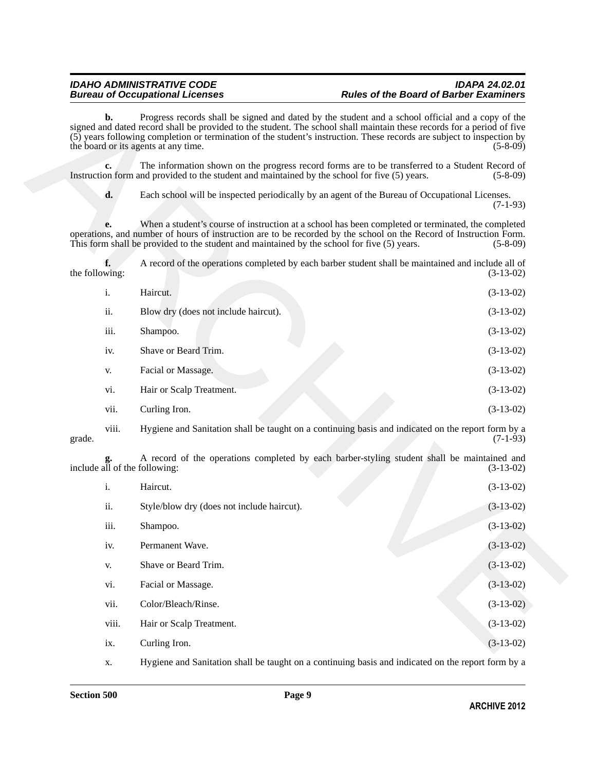**b.** Progress records shall be signed and dated by the student and a school official and a copy of the signed and dated record shall be provided to the student. The school shall maintain these records for a period of five (5) years following completion or termination of the student's instruction. These records are subject to inspection by the board or its agents at any time. (5-8-09)

**c.** The information shown on the progress record forms are to be transferred to a Student Record of Instruction form and provided to the student and maintained by the school for five (5) years. (5-8-09)

**d.** Each school will be inspected periodically by an agent of the Bureau of Occupational Licenses. (7-1-93)

**e.** When a student's course of instruction at a school has been completed or terminated, the completed operations, and number of hours of instruction are to be recorded by the school on the Record of Instruction Form. This form shall be provided to the student and maintained by the school for five (5) years. (5-8-09)

**f.** A record of the operations completed by each barber student shall be maintained and include all of the following: (3-13-02)

i. Haircut. (3-13-02)

ii. Blow dry (does not include haircut). (3-13-02)

iii. Shampoo. (3-13-02)

iv. Shave or Beard Trim. (3-13-02)

v. Facial or Massage. (3-13-02)

vi. Hair or Scalp Treatment. (3-13-02)

vii. Curling Iron. (3-13-02)

viii. Hygiene and Sanitation shall be taught on a continuing basis and indicated on the report form by a grade. (7-1-93)

**g.** A record of the operations completed by each barber-styling student shall be maintained and include all of the following: (3-13-02)

i. Haircut. (3-13-02)

ii. Style/blow dry (does not include haircut). (3-13-02)

iii. Shampoo. (3-13-02)

iv. Permanent Wave. (3-13-02)

v. Shave or Beard Trim. (3-13-02)

vi. Facial or Massage. (3-13-02)

vii. Color/Bleach/Rinse. (3-13-02)

viii. Hair or Scalp Treatment. (3-13-02)

ix. Curling Iron. (3-13-02)

x. Hygiene and Sanitation shall be taught on a continuing basis and indicated on the report form by a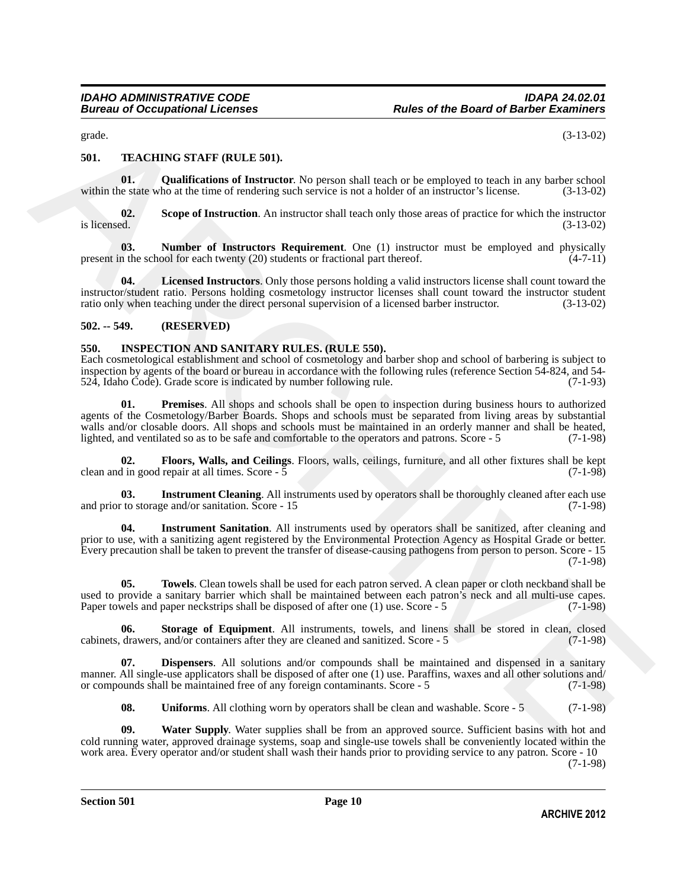grade. (3-13-02)

**501. TEACHING STAFF (RULE 501).**

**01. Qualifications of Instructor**. No person shall teach or be employed to teach in any barber school within the state who at the time of rendering such service is not a holder of an instructor's license. (3-13-02)

**02. Scope of Instruction**. An instructor shall teach only those areas of practice for which the instructor is licensed. (3-13-02)

**03. Number of Instructors Requirement**. One (1) instructor must be employed and physically present in the school for each twenty (20) students or fractional part thereof. (4-7-11)

**04. Licensed Instructors**. Only those persons holding a valid instructors license shall count toward the instructor/student ratio. Persons holding cosmetology instructor licenses shall count toward the instructor student ratio only when teaching under the direct personal supervision of a licensed barber instructor. (3-13-02)

**502. -- 549. (RESERVED)**

**550. INSPECTION AND SANITARY RULES. (RULE 550).**

Each cosmetological establishment and school of cosmetology and barber shop and school of barbering is subject to inspection by agents of the board or bureau in accordance with the following rules (reference Section 54-824, and 54-524, Idaho Code). Grade score is indicated by number following rule. (7-1-93)

**01. Premises**. All shops and schools shall be open to inspection during business hours to authorized agents of the Cosmetology/Barber Boards. Shops and schools must be separated from living areas by substantial walls and/or closable doors. All shops and schools must be maintained in an orderly manner and shall be heated, lighted, and ventilated so as to be safe and comfortable to the operators and patrons. Score - 5 (7-1-98)

**02. Floors, Walls, and Ceilings**. Floors, walls, ceilings, furniture, and all other fixtures shall be kept clean and in good repair at all times. Score - 5 (7-1-98)

**03. Instrument Cleaning**. All instruments used by operators shall be thoroughly cleaned after each use and prior to storage and/or sanitation. Score - 15 (7-1-98)

**04. Instrument Sanitation**. All instruments used by operators shall be sanitized, after cleaning and prior to use, with a sanitizing agent registered by the Environmental Protection Agency as Hospital Grade or better. Every precaution shall be taken to prevent the transfer of disease-causing pathogens from person to person. Score - 15 (7-1-98)

**05. Towels**. Clean towels shall be used for each patron served. A clean paper or cloth neckband shall be used to provide a sanitary barrier which shall be maintained between each patron's neck and all multi-use capes. Paper towels and paper neckstrips shall be disposed of after one (1) use. Score - 5 (7-1-98)

**06. Storage of Equipment**. All instruments, towels, and linens shall be stored in clean, closed cabinets, drawers, and/or containers after they are cleaned and sanitized. Score - 5 (7-1-98)

**07. Dispensers**. All solutions and/or compounds shall be maintained and dispensed in a sanitary manner. All single-use applicators shall be disposed of after one (1) use. Paraffins, waxes and all other solutions and/or compounds shall be maintained free of any foreign contaminants. Score - 5 (7-1-98)

**08. Uniforms**. All clothing worn by operators shall be clean and washable. Score - 5 (7-1-98)

**09. Water Supply**. Water supplies shall be from an approved source. Sufficient basins with hot and cold running water, approved drainage systems, soap and single-use towels shall be conveniently located within the work area. Every operator and/or student shall wash their hands prior to providing service to any patron. Score - 10 (7-1-98)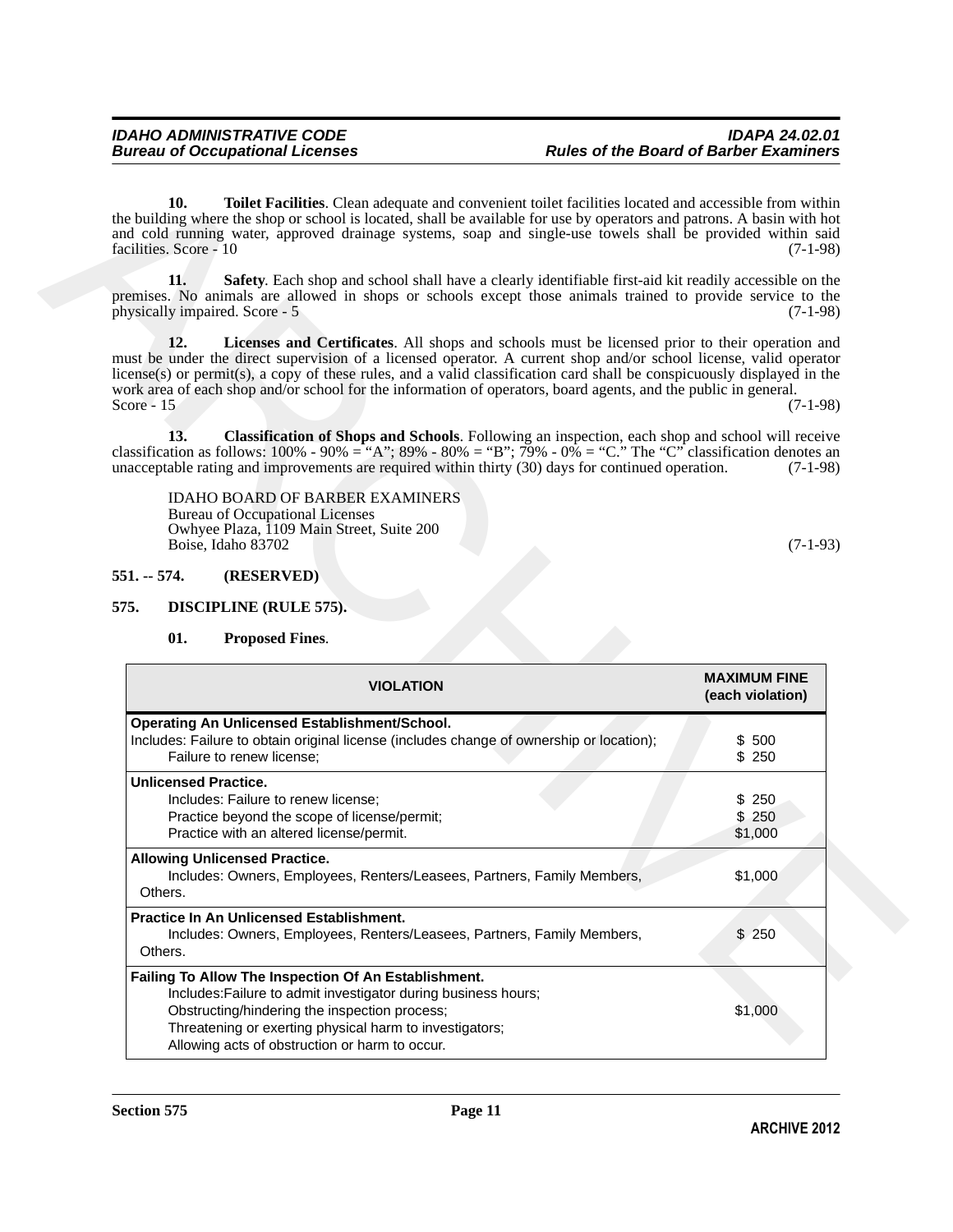**10. Toilet Facilities**. Clean adequate and convenient toilet facilities located and accessible from within the building where the shop or school is located, shall be available for use by operators and patrons. A basin with hot and cold running water, approved drainage systems, soap and single-use towels shall be provided within said facilities. Score - 10 (7-1-98)

**11. Safety**. Each shop and school shall have a clearly identifiable first-aid kit readily accessible on the premises. No animals are allowed in shops or schools except those animals trained to provide service to the physically impaired. Score - 5 (7-1-98)

**12. Licenses and Certificates**. All shops and schools must be licensed prior to their operation and must be under the direct supervision of a licensed operator. A current shop and/or school license, valid operator license(s) or permit(s), a copy of these rules, and a valid classification card shall be conspicuously displayed in the work area of each shop and/or school for the information of operators, board agents, and the public in general. Score - 15 (7-1-98)

**13. Classification of Shops and Schools**. Following an inspection, each shop and school will receive classification as follows: 100% - 90% = "A"; 89% - 80% = "B"; 79% - 0% = "C." The "C" classification denotes an unacceptable rating and improvements are required within thirty (30) days for continued operation. (7-1-98)

IDAHO BOARD OF BARBER EXAMINERS
Bureau of Occupational Licenses
Owhyee Plaza, 1109 Main Street, Suite 200
Boise, Idaho 83702 (7-1-93)

## 551. -- 574. (RESERVED)

## 575. DISCIPLINE (RULE 575).

**01. Proposed Fines**.

| VIOLATION | MAXIMUM FINE (each violation) |
|---|---|
| **Operating An Unlicensed Establishment/School.** | |
| Includes: Failure to obtain original license (includes change of ownership or location); | $ 500 |
| Failure to renew license; | $ 250 |
| **Unlicensed Practice.** | |
| Includes: Failure to renew license; | $ 250 |
| Practice beyond the scope of license/permit; | $ 250 |
| Practice with an altered license/permit. | $1,000 |
| **Allowing Unlicensed Practice.** Includes: Owners, Employees, Renters/Leasees, Partners, Family Members, Others. | $1,000 |
| **Practice In An Unlicensed Establishment.** Includes: Owners, Employees, Renters/Leasees, Partners, Family Members, Others. | $ 250 |
| **Failing To Allow The Inspection Of An Establishment.** Includes: Failure to admit investigator during business hours; Obstructing/hindering the inspection process; Threatening or exerting physical harm to investigators; Allowing acts of obstruction or harm to occur. | $1,000 |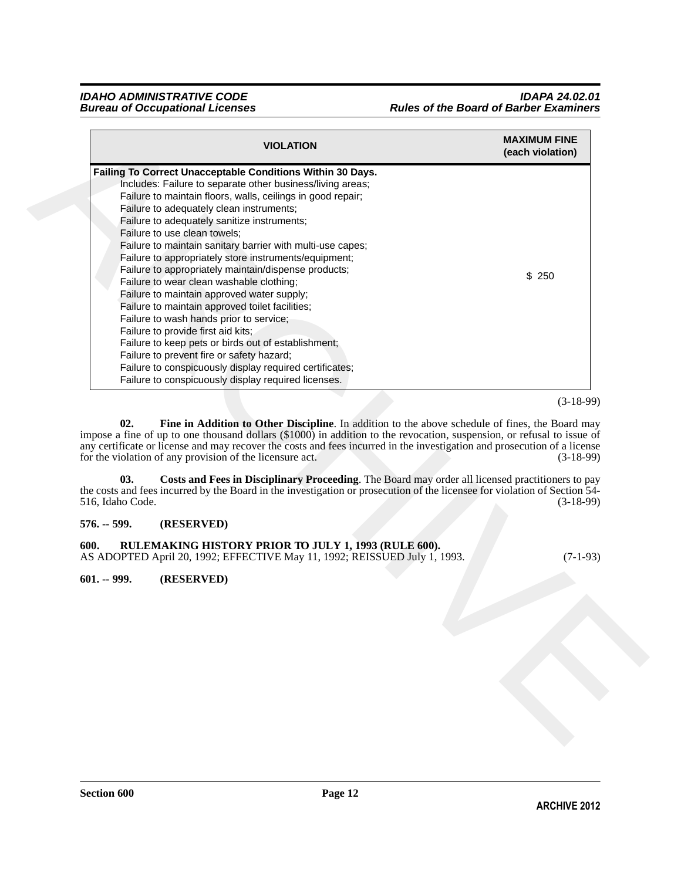| VIOLATION | MAXIMUM FINE (each violation) |
|---|---|
| **Failing To Correct Unacceptable Conditions Within 30 Days.**<br>Includes: Failure to separate other business/living areas;<br>Failure to maintain floors, walls, ceilings in good repair;<br>Failure to adequately clean instruments;<br>Failure to adequately sanitize instruments;<br>Failure to use clean towels;<br>Failure to maintain sanitary barrier with multi-use capes;<br>Failure to appropriately store instruments/equipment;<br>Failure to appropriately maintain/dispense products;<br>Failure to wear clean washable clothing;<br>Failure to maintain approved water supply;<br>Failure to maintain approved toilet facilities;<br>Failure to wash hands prior to service;<br>Failure to provide first aid kits;<br>Failure to keep pets or birds out of establishment;<br>Failure to prevent fire or safety hazard;<br>Failure to conspicuously display required certificates;<br>Failure to conspicuously display required licenses. | $ 250 |

(3-18-99)

**02. Fine in Addition to Other Discipline**. In addition to the above schedule of fines, the Board may impose a fine of up to one thousand dollars ($1000) in addition to the revocation, suspension, or refusal to issue of any certificate or license and may recover the costs and fees incurred in the investigation and prosecution of a license for the violation of any provision of the licensure act. (3-18-99)

**03. Costs and Fees in Disciplinary Proceeding**. The Board may order all licensed practitioners to pay the costs and fees incurred by the Board in the investigation or prosecution of the licensee for violation of Section 54-516, Idaho Code. (3-18-99)

**576. -- 599. (RESERVED)**

**600. RULEMAKING HISTORY PRIOR TO JULY 1, 1993 (RULE 600).**
AS ADOPTED April 20, 1992; EFFECTIVE May 11, 1992; REISSUED July 1, 1993. (7-1-93)

**601. -- 999. (RESERVED)**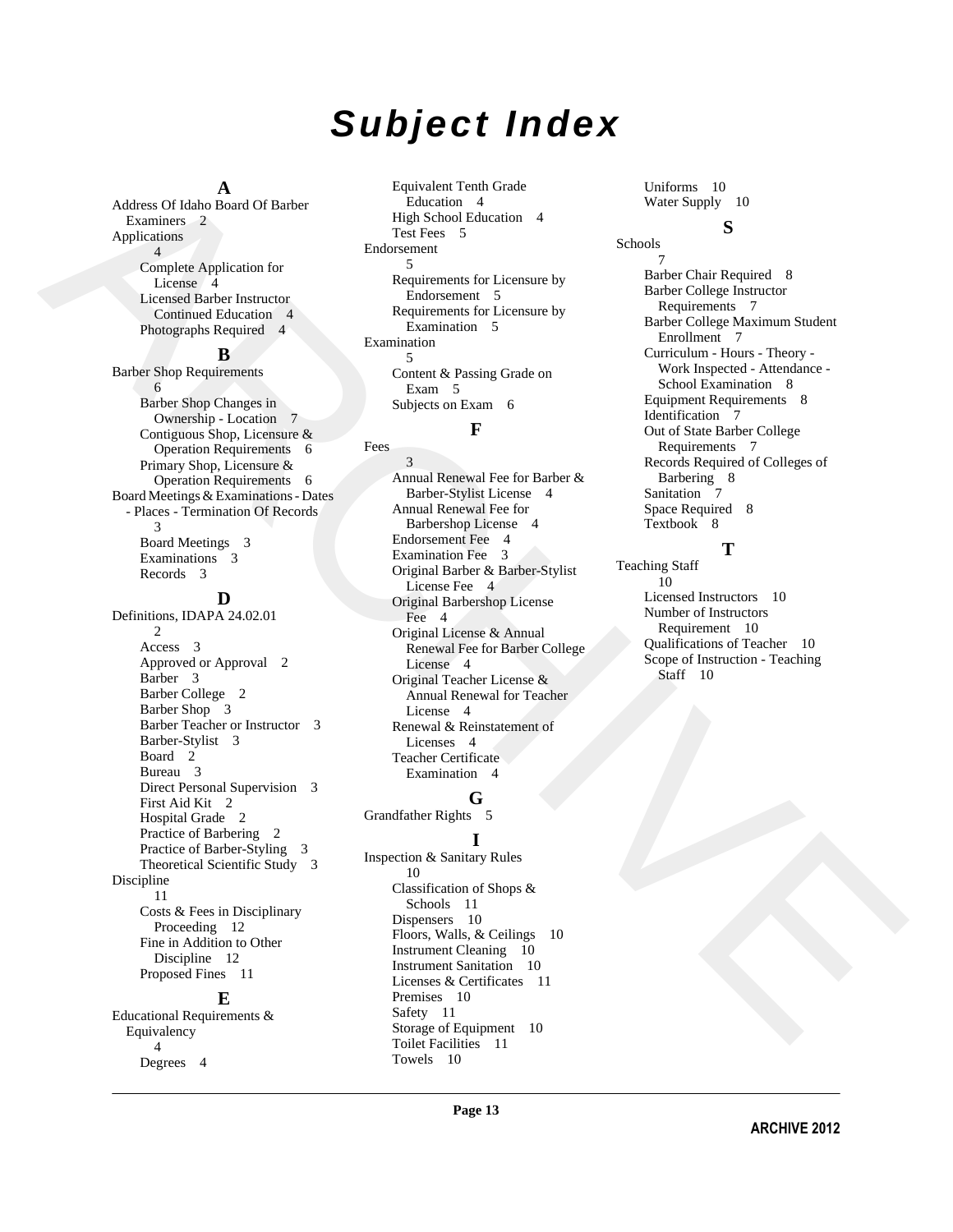# Subject Index

**A**

Address Of Idaho Board Of Barber Examiners 2

Applications 4

- Complete Application for License 4
- Licensed Barber Instructor Continued Education 4
- Photographs Required 4

**B**

Barber Shop Requirements 6

- Barber Shop Changes in Ownership - Location 7
- Contiguous Shop, Licensure & Operation Requirements 6
- Primary Shop, Licensure & Operation Requirements 6

Board Meetings & Examinations - Dates - Places - Termination Of Records 3

- Board Meetings 3
- Examinations 3
- Records 3

**D**

Definitions, IDAPA 24.02.01 2

- Access 3
- Approved or Approval 2
- Barber 3
- Barber College 2
- Barber Shop 3
- Barber Teacher or Instructor 3
- Barber-Stylist 3
- Board 2
- Bureau 3
- Direct Personal Supervision 3
- First Aid Kit 2
- Hospital Grade 2
- Practice of Barbering 2
- Practice of Barber-Styling 3
- Theoretical Scientific Study 3

Discipline 11

- Costs & Fees in Disciplinary Proceeding 12
- Fine in Addition to Other Discipline 12
- Proposed Fines 11

**E**

Educational Requirements & Equivalency 4

- Degrees 4
- Equivalent Tenth Grade Education 4
- High School Education 4
- Test Fees 5

Endorsement 5

- Requirements for Licensure by Endorsement 5
- Requirements for Licensure by Examination 5

Examination 5

- Content & Passing Grade on Exam 5
- Subjects on Exam 6

**F**

Fees 3

- Annual Renewal Fee for Barber & Barber-Stylist License 4
- Annual Renewal Fee for Barbershop License 4
- Endorsement Fee 4
- Examination Fee 3
- Original Barber & Barber-Stylist License Fee 4
- Original Barbershop License Fee 4
- Original License & Annual Renewal Fee for Barber College License 4
- Original Teacher License & Annual Renewal for Teacher License 4
- Renewal & Reinstatement of Licenses 4
- Teacher Certificate Examination 4

**G**

Grandfather Rights 5

**I**

Inspection & Sanitary Rules 10

- Classification of Shops & Schools 11
- Dispensers 10
- Floors, Walls, & Ceilings 10
- Instrument Cleaning 10
- Instrument Sanitation 10
- Licenses & Certificates 11
- Premises 10
- Safety 11
- Storage of Equipment 10
- Toilet Facilities 11
- Towels 10
- Uniforms 10
- Water Supply 10

**S**

Schools 7

- Barber Chair Required 8
- Barber College Instructor Requirements 7
- Barber College Maximum Student Enrollment 7
- Curriculum - Hours - Theory - Work Inspected - Attendance - School Examination 8
- Equipment Requirements 8
- Identification 7
- Out of State Barber College Requirements 7
- Records Required of Colleges of Barbering 8
- Sanitation 7
- Space Required 8
- Textbook 8

**T**

Teaching Staff 10

- Licensed Instructors 10
- Number of Instructors Requirement 10
- Qualifications of Teacher 10
- Scope of Instruction - Teaching Staff 10